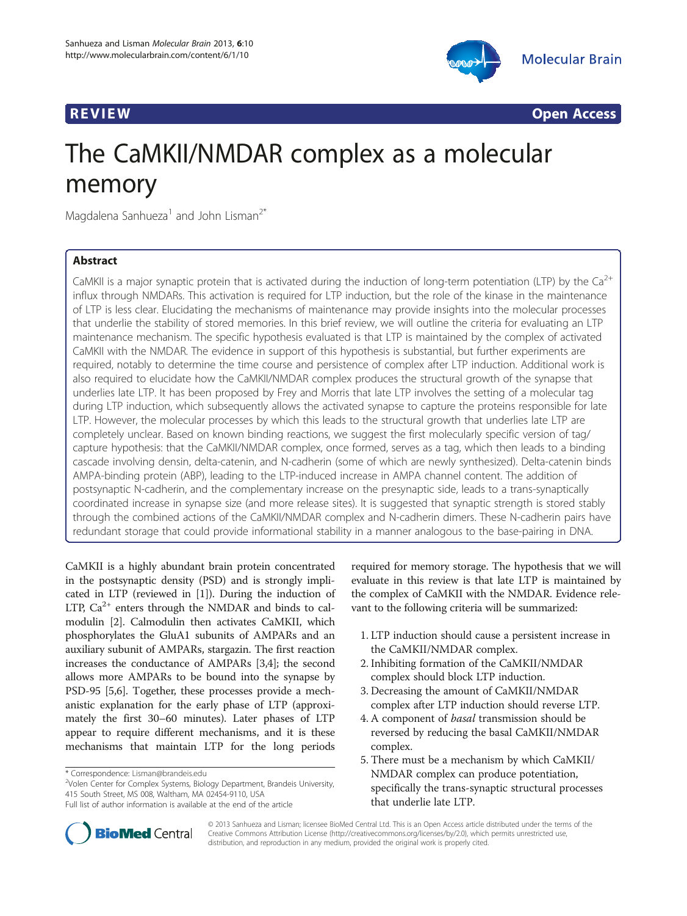**REVIEW** **Open Access**

# The CaMKII/NMDAR complex as a molecular memory

Magdalena Sanhueza[1] and John Lisman[2*]

## Abstract

CaMKII is a major synaptic protein that is activated during the induction of long-term potentiation (LTP) by the $Ca^{2+}$ influx through NMDARs. This activation is required for LTP induction, but the role of the kinase in the maintenance of LTP is less clear. Elucidating the mechanisms of maintenance may provide insights into the molecular processes that underlie the stability of stored memories. In this brief review, we will outline the criteria for evaluating an LTP maintenance mechanism. The specific hypothesis evaluated is that LTP is maintained by the complex of activated CaMKII with the NMDAR. The evidence in support of this hypothesis is substantial, but further experiments are required, notably to determine the time course and persistence of complex after LTP induction. Additional work is also required to elucidate how the CaMKII/NMDAR complex produces the structural growth of the synapse that underlies late LTP. It has been proposed by Frey and Morris that late LTP involves the setting of a molecular tag during LTP induction, which subsequently allows the activated synapse to capture the proteins responsible for late LTP. However, the molecular processes by which this leads to the structural growth that underlies late LTP are completely unclear. Based on known binding reactions, we suggest the first molecularly specific version of tag/capture hypothesis: that the CaMKII/NMDAR complex, once formed, serves as a tag, which then leads to a binding cascade involving densin, delta-catenin, and N-cadherin (some of which are newly synthesized). Delta-catenin binds AMPA-binding protein (ABP), leading to the LTP-induced increase in AMPA channel content. The addition of postsynaptic N-cadherin, and the complementary increase on the presynaptic side, leads to a trans-synaptically coordinated increase in synapse size (and more release sites). It is suggested that synaptic strength is stored stably through the combined actions of the CaMKII/NMDAR complex and N-cadherin dimers. These N-cadherin pairs have redundant storage that could provide informational stability in a manner analogous to the base-pairing in DNA.

CaMKII is a highly abundant brain protein concentrated in the postsynaptic density (PSD) and is strongly implicated in LTP (reviewed in [1]). During the induction of LTP, $Ca^{2+}$ enters through the NMDAR and binds to calmodulin [2]. Calmodulin then activates CaMKII, which phosphorylates the GluA1 subunits of AMPARs and an auxiliary subunit of AMPARs, stargazin. The first reaction increases the conductance of AMPARs [3,4]; the second allows more AMPARs to be bound into the synapse by PSD-95 [5,6]. Together, these processes provide a mechanistic explanation for the early phase of LTP (approximately the first 30–60 minutes). Later phases of LTP appear to require different mechanisms, and it is these mechanisms that maintain LTP for the long periods required for memory storage. The hypothesis that we will evaluate in this review is that late LTP is maintained by the complex of CaMKII with the NMDAR. Evidence relevant to the following criteria will be summarized:

1. LTP induction should cause a persistent increase in the CaMKII/NMDAR complex.
2. Inhibiting formation of the CaMKII/NMDAR complex should block LTP induction.
3. Decreasing the amount of CaMKII/NMDAR complex after LTP induction should reverse LTP.
4. A component of *basal* transmission should be reversed by reducing the basal CaMKII/NMDAR complex.
5. There must be a mechanism by which CaMKII/NMDAR complex can produce potentiation, specifically the trans-synaptic structural processes that underlie late LTP.

\* Correspondence: Lisman@brandeis.edu
[2]Volen Center for Complex Systems, Biology Department, Brandeis University, 415 South Street, MS 008, Waltham, MA 02454-9110, USA
Full list of author information is available at the end of the article

© 2013 Sanhueza and Lisman; licensee BioMed Central Ltd. This is an Open Access article distributed under the terms of the Creative Commons Attribution License (http://creativecommons.org/licenses/by/2.0), which permits unrestricted use, distribution, and reproduction in any medium, provided the original work is properly cited.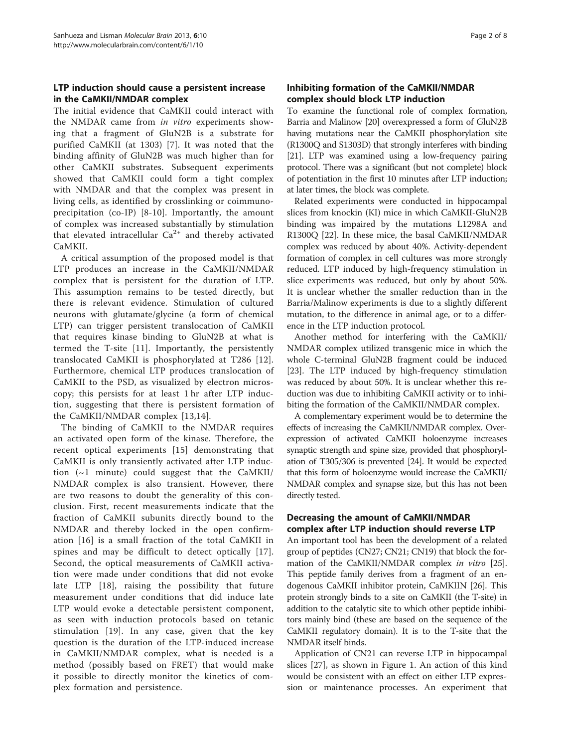## LTP induction should cause a persistent increase in the CaMKII/NMDAR complex

The initial evidence that CaMKII could interact with the NMDAR came from *in vitro* experiments showing that a fragment of GluN2B is a substrate for purified CaMKII (at 1303) [7]. It was noted that the binding affinity of GluN2B was much higher than for other CaMKII substrates. Subsequent experiments showed that CaMKII could form a tight complex with NMDAR and that the complex was present in living cells, as identified by crosslinking or coimmunoprecipitation (co-IP) [8-10]. Importantly, the amount of complex was increased substantially by stimulation that elevated intracellular $Ca^{2+}$ and thereby activated CaMKII.

A critical assumption of the proposed model is that LTP produces an increase in the CaMKII/NMDAR complex that is persistent for the duration of LTP. This assumption remains to be tested directly, but there is relevant evidence. Stimulation of cultured neurons with glutamate/glycine (a form of chemical LTP) can trigger persistent translocation of CaMKII that requires kinase binding to GluN2B at what is termed the T-site [11]. Importantly, the persistently translocated CaMKII is phosphorylated at T286 [12]. Furthermore, chemical LTP produces translocation of CaMKII to the PSD, as visualized by electron microscopy; this persists for at least 1 hr after LTP induction, suggesting that there is persistent formation of the CaMKII/NMDAR complex [13,14].

The binding of CaMKII to the NMDAR requires an activated open form of the kinase. Therefore, the recent optical experiments [15] demonstrating that CaMKII is only transiently activated after LTP induction (~1 minute) could suggest that the CaMKII/NMDAR complex is also transient. However, there are two reasons to doubt the generality of this conclusion. First, recent measurements indicate that the fraction of CaMKII subunits directly bound to the NMDAR and thereby locked in the open confirmation [16] is a small fraction of the total CaMKII in spines and may be difficult to detect optically [17]. Second, the optical measurements of CaMKII activation were made under conditions that did not evoke late LTP [18], raising the possibility that future measurement under conditions that did induce late LTP would evoke a detectable persistent component, as seen with induction protocols based on tetanic stimulation [19]. In any case, given that the key question is the duration of the LTP-induced increase in CaMKII/NMDAR complex, what is needed is a method (possibly based on FRET) that would make it possible to directly monitor the kinetics of complex formation and persistence.

## Inhibiting formation of the CaMKII/NMDAR complex should block LTP induction

To examine the functional role of complex formation, Barria and Malinow [20] overexpressed a form of GluN2B having mutations near the CaMKII phosphorylation site (R1300Q and S1303D) that strongly interferes with binding [21]. LTP was examined using a low-frequency pairing protocol. There was a significant (but not complete) block of potentiation in the first 10 minutes after LTP induction; at later times, the block was complete.

Related experiments were conducted in hippocampal slices from knockin (KI) mice in which CaMKII-GluN2B binding was impaired by the mutations L1298A and R1300Q [22]. In these mice, the basal CaMKII/NMDAR complex was reduced by about 40%. Activity-dependent formation of complex in cell cultures was more strongly reduced. LTP induced by high-frequency stimulation in slice experiments was reduced, but only by about 50%. It is unclear whether the smaller reduction than in the Barria/Malinow experiments is due to a slightly different mutation, to the difference in animal age, or to a difference in the LTP induction protocol.

Another method for interfering with the CaMKII/NMDAR complex utilized transgenic mice in which the whole C-terminal GluN2B fragment could be induced [23]. The LTP induced by high-frequency stimulation was reduced by about 50%. It is unclear whether this reduction was due to inhibiting CaMKII activity or to inhibiting the formation of the CaMKII/NMDAR complex.

A complementary experiment would be to determine the effects of increasing the CaMKII/NMDAR complex. Overexpression of activated CaMKII holoenzyme increases synaptic strength and spine size, provided that phosphorylation of T305/306 is prevented [24]. It would be expected that this form of holoenzyme would increase the CaMKII/NMDAR complex and synapse size, but this has not been directly tested.

## Decreasing the amount of CaMKII/NMDAR complex after LTP induction should reverse LTP

An important tool has been the development of a related group of peptides (CN27; CN21; CN19) that block the formation of the CaMKII/NMDAR complex *in vitro* [25]. This peptide family derives from a fragment of an endogenous CaMKII inhibitor protein, CaMKIIN [26]. This protein strongly binds to a site on CaMKII (the T-site) in addition to the catalytic site to which other peptide inhibitors mainly bind (these are based on the sequence of the CaMKII regulatory domain). It is to the T-site that the NMDAR itself binds.

Application of CN21 can reverse LTP in hippocampal slices [27], as shown in Figure 1. An action of this kind would be consistent with an effect on either LTP expression or maintenance processes. An experiment that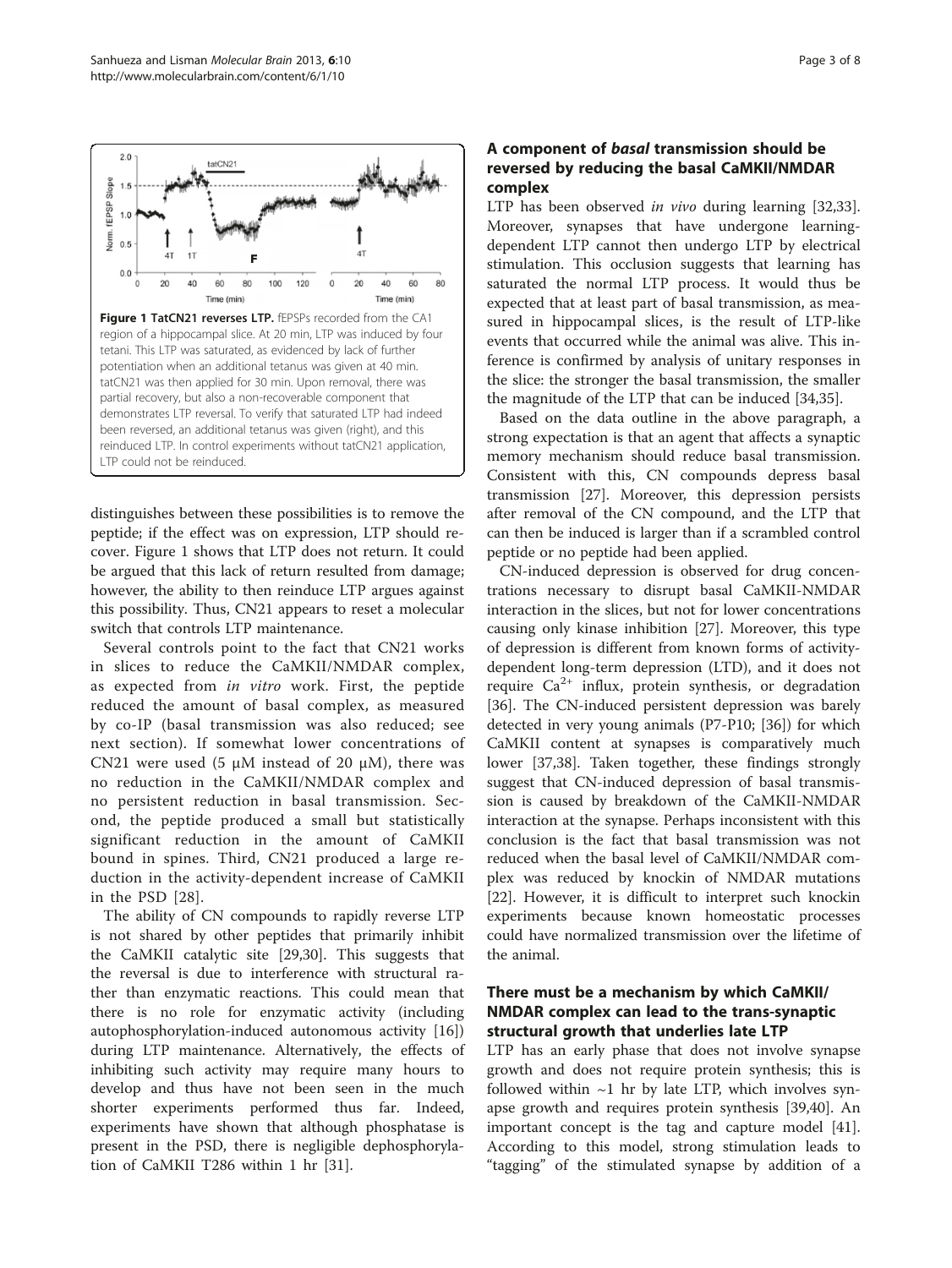**Figure 1 TatCN21 reverses LTP.** fEPSPs recorded from the CA1 region of a hippocampal slice. At 20 min, LTP was induced by four tetani. This LTP was saturated, as evidenced by lack of further potentiation when an additional tetanus was given at 40 min. tatCN21 was then applied for 30 min. Upon removal, there was partial recovery, but also a non-recoverable component that demonstrates LTP reversal. To verify that saturated LTP had indeed been reversed, an additional tetanus was given (right), and this reinduced LTP. In control experiments without tatCN21 application, LTP could not be reinduced.

distinguishes between these possibilities is to remove the peptide; if the effect was on expression, LTP should recover. Figure 1 shows that LTP does not return. It could be argued that this lack of return resulted from damage; however, the ability to then reinduce LTP argues against this possibility. Thus, CN21 appears to reset a molecular switch that controls LTP maintenance.

Several controls point to the fact that CN21 works in slices to reduce the CaMKII/NMDAR complex, as expected from *in vitro* work. First, the peptide reduced the amount of basal complex, as measured by co-IP (basal transmission was also reduced; see next section). If somewhat lower concentrations of CN21 were used (5 μM instead of 20 μM), there was no reduction in the CaMKII/NMDAR complex and no persistent reduction in basal transmission. Second, the peptide produced a small but statistically significant reduction in the amount of CaMKII bound in spines. Third, CN21 produced a large reduction in the activity-dependent increase of CaMKII in the PSD [28].

The ability of CN compounds to rapidly reverse LTP is not shared by other peptides that primarily inhibit the CaMKII catalytic site [29,30]. This suggests that the reversal is due to interference with structural rather than enzymatic reactions. This could mean that there is no role for enzymatic activity (including autophosphorylation-induced autonomous activity [16]) during LTP maintenance. Alternatively, the effects of inhibiting such activity may require many hours to develop and thus have not been seen in the much shorter experiments performed thus far. Indeed, experiments have shown that although phosphatase is present in the PSD, there is negligible dephosphorylation of CaMKII T286 within 1 hr [31].

## A component of *basal* transmission should be reversed by reducing the basal CaMKII/NMDAR complex

LTP has been observed *in vivo* during learning [32,33]. Moreover, synapses that have undergone learning-dependent LTP cannot then undergo LTP by electrical stimulation. This occlusion suggests that learning has saturated the normal LTP process. It would thus be expected that at least part of basal transmission, as measured in hippocampal slices, is the result of LTP-like events that occurred while the animal was alive. This inference is confirmed by analysis of unitary responses in the slice: the stronger the basal transmission, the smaller the magnitude of the LTP that can be induced [34,35].

Based on the data outline in the above paragraph, a strong expectation is that an agent that affects a synaptic memory mechanism should reduce basal transmission. Consistent with this, CN compounds depress basal transmission [27]. Moreover, this depression persists after removal of the CN compound, and the LTP that can then be induced is larger than if a scrambled control peptide or no peptide had been applied.

CN-induced depression is observed for drug concentrations necessary to disrupt basal CaMKII-NMDAR interaction in the slices, but not for lower concentrations causing only kinase inhibition [27]. Moreover, this type of depression is different from known forms of activity-dependent long-term depression (LTD), and it does not require $Ca^{2+}$ influx, protein synthesis, or degradation [36]. The CN-induced persistent depression was barely detected in very young animals (P7-P10; [36]) for which CaMKII content at synapses is comparatively much lower [37,38]. Taken together, these findings strongly suggest that CN-induced depression of basal transmission is caused by breakdown of the CaMKII-NMDAR interaction at the synapse. Perhaps inconsistent with this conclusion is the fact that basal transmission was not reduced when the basal level of CaMKII/NMDAR complex was reduced by knockin of NMDAR mutations [22]. However, it is difficult to interpret such knockin experiments because known homeostatic processes could have normalized transmission over the lifetime of the animal.

## There must be a mechanism by which CaMKII/NMDAR complex can lead to the trans-synaptic structural growth that underlies late LTP

LTP has an early phase that does not involve synapse growth and does not require protein synthesis; this is followed within ~1 hr by late LTP, which involves synapse growth and requires protein synthesis [39,40]. An important concept is the tag and capture model [41]. According to this model, strong stimulation leads to "tagging" of the stimulated synapse by addition of a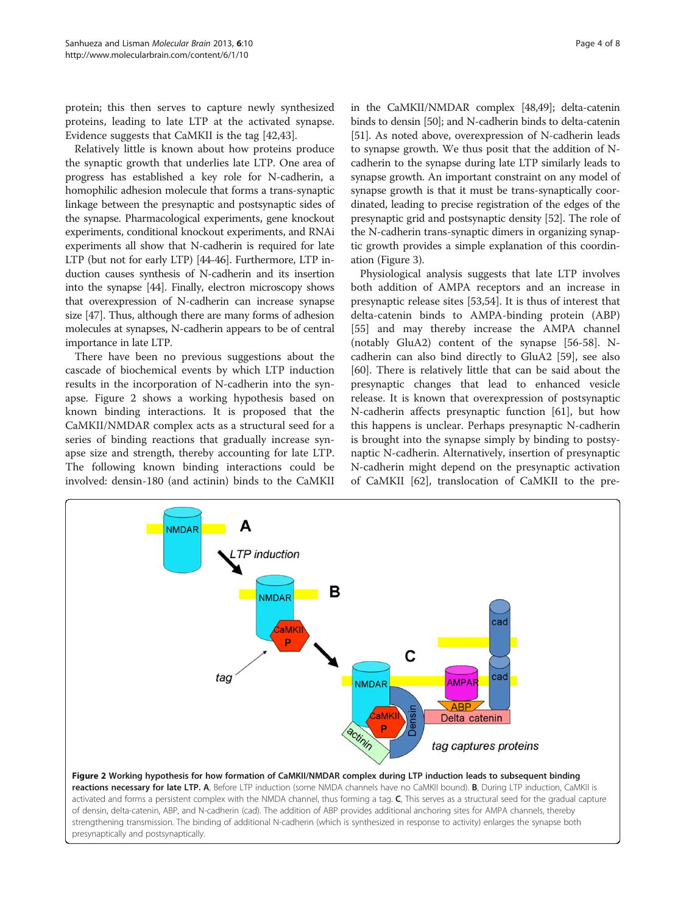protein; this then serves to capture newly synthesized proteins, leading to late LTP at the activated synapse. Evidence suggests that CaMKII is the tag [42,43].

Relatively little is known about how proteins produce the synaptic growth that underlies late LTP. One area of progress has established a key role for N-cadherin, a homophilic adhesion molecule that forms a trans-synaptic linkage between the presynaptic and postsynaptic sides of the synapse. Pharmacological experiments, gene knockout experiments, conditional knockout experiments, and RNAi experiments all show that N-cadherin is required for late LTP (but not for early LTP) [44-46]. Furthermore, LTP induction causes synthesis of N-cadherin and its insertion into the synapse [44]. Finally, electron microscopy shows that overexpression of N-cadherin can increase synapse size [47]. Thus, although there are many forms of adhesion molecules at synapses, N-cadherin appears to be of central importance in late LTP.

There have been no previous suggestions about the cascade of biochemical events by which LTP induction results in the incorporation of N-cadherin into the synapse. Figure 2 shows a working hypothesis based on known binding interactions. It is proposed that the CaMKII/NMDAR complex acts as a structural seed for a series of binding reactions that gradually increase synapse size and strength, thereby accounting for late LTP. The following known binding interactions could be involved: densin-180 (and actinin) binds to the CaMKII in the CaMKII/NMDAR complex [48,49]; delta-catenin binds to densin [50]; and N-cadherin binds to delta-catenin [51]. As noted above, overexpression of N-cadherin leads to synapse growth. We thus posit that the addition of N-cadherin to the synapse during late LTP similarly leads to synapse growth. An important constraint on any model of synapse growth is that it must be trans-synaptically coordinated, leading to precise registration of the edges of the presynaptic grid and postsynaptic density [52]. The role of the N-cadherin trans-synaptic dimers in organizing synaptic growth provides a simple explanation of this coordination (Figure 3).

Physiological analysis suggests that late LTP involves both addition of AMPA receptors and an increase in presynaptic release sites [53,54]. It is thus of interest that delta-catenin binds to AMPA-binding protein (ABP) [55] and may thereby increase the AMPA channel (notably GluA2) content of the synapse [56-58]. N-cadherin can also bind directly to GluA2 [59], see also [60]. There is relatively little that can be said about the presynaptic changes that lead to enhanced vesicle release. It is known that overexpression of postsynaptic N-cadherin affects presynaptic function [61], but how this happens is unclear. Perhaps presynaptic N-cadherin is brought into the synapse simply by binding to postsynaptic N-cadherin. Alternatively, insertion of presynaptic N-cadherin might depend on the presynaptic activation of CaMKII [62], translocation of CaMKII to the pre-

**Figure 2 Working hypothesis for how formation of CaMKII/NMDAR complex during LTP induction leads to subsequent binding reactions necessary for late LTP. A**, Before LTP induction (some NMDA channels have no CaMKII bound). **B**, During LTP induction, CaMKII is activated and forms a persistent complex with the NMDA channel, thus forming a tag. **C**, This serves as a structural seed for the gradual capture of densin, delta-catenin, ABP, and N-cadherin (cad). The addition of ABP provides additional anchoring sites for AMPA channels, thereby strengthening transmission. The binding of additional N-cadherin (which is synthesized in response to activity) enlarges the synapse both presynaptically and postsynaptically.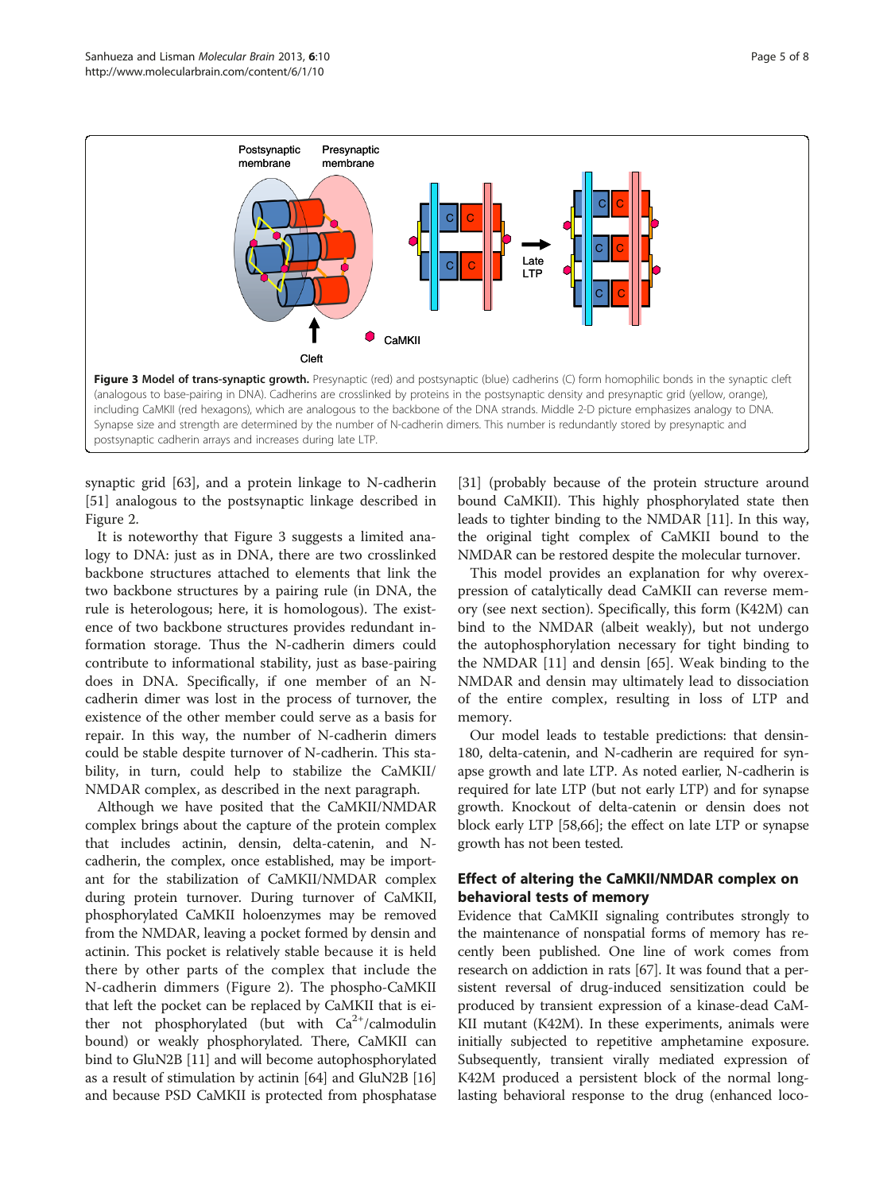**Figure 3 Model of trans-synaptic growth.** Presynaptic (red) and postsynaptic (blue) cadherins (C) form homophilic bonds in the synaptic cleft (analogous to base-pairing in DNA). Cadherins are crosslinked by proteins in the postsynaptic density and presynaptic grid (yellow, orange), including CaMKII (red hexagons), which are analogous to the backbone of the DNA strands. Middle 2-D picture emphasizes analogy to DNA. Synapse size and strength are determined by the number of N-cadherin dimers. This number is redundantly stored by presynaptic and postsynaptic cadherin arrays and increases during late LTP.

synaptic grid [63], and a protein linkage to N-cadherin [51] analogous to the postsynaptic linkage described in Figure 2.

It is noteworthy that Figure 3 suggests a limited analogy to DNA: just as in DNA, there are two crosslinked backbone structures attached to elements that link the two backbone structures by a pairing rule (in DNA, the rule is heterologous; here, it is homologous). The existence of two backbone structures provides redundant information storage. Thus the N-cadherin dimers could contribute to informational stability, just as base-pairing does in DNA. Specifically, if one member of an N-cadherin dimer was lost in the process of turnover, the existence of the other member could serve as a basis for repair. In this way, the number of N-cadherin dimers could be stable despite turnover of N-cadherin. This stability, in turn, could help to stabilize the CaMKII/NMDAR complex, as described in the next paragraph.

Although we have posited that the CaMKII/NMDAR complex brings about the capture of the protein complex that includes actinin, densin, delta-catenin, and N-cadherin, the complex, once established, may be important for the stabilization of CaMKII/NMDAR complex during protein turnover. During turnover of CaMKII, phosphorylated CaMKII holoenzymes may be removed from the NMDAR, leaving a pocket formed by densin and actinin. This pocket is relatively stable because it is held there by other parts of the complex that include the N-cadherin dimmers (Figure 2). The phospho-CaMKII that left the pocket can be replaced by CaMKII that is either not phosphorylated (but with $Ca^{2+}$/calmodulin bound) or weakly phosphorylated. There, CaMKII can bind to GluN2B [11] and will become autophosphorylated as a result of stimulation by actinin [64] and GluN2B [16] and because PSD CaMKII is protected from phosphatase [31] (probably because of the protein structure around bound CaMKII). This highly phosphorylated state then leads to tighter binding to the NMDAR [11]. In this way, the original tight complex of CaMKII bound to the NMDAR can be restored despite the molecular turnover.

This model provides an explanation for why overexpression of catalytically dead CaMKII can reverse memory (see next section). Specifically, this form (K42M) can bind to the NMDAR (albeit weakly), but not undergo the autophosphorylation necessary for tight binding to the NMDAR [11] and densin [65]. Weak binding to the NMDAR and densin may ultimately lead to dissociation of the entire complex, resulting in loss of LTP and memory.

Our model leads to testable predictions: that densin-180, delta-catenin, and N-cadherin are required for synapse growth and late LTP. As noted earlier, N-cadherin is required for late LTP (but not early LTP) and for synapse growth. Knockout of delta-catenin or densin does not block early LTP [58,66]; the effect on late LTP or synapse growth has not been tested.

## Effect of altering the CaMKII/NMDAR complex on behavioral tests of memory

Evidence that CaMKII signaling contributes strongly to the maintenance of nonspatial forms of memory has recently been published. One line of work comes from research on addiction in rats [67]. It was found that a persistent reversal of drug-induced sensitization could be produced by transient expression of a kinase-dead CaMKII mutant (K42M). In these experiments, animals were initially subjected to repetitive amphetamine exposure. Subsequently, transient virally mediated expression of K42M produced a persistent block of the normal long-lasting behavioral response to the drug (enhanced loco-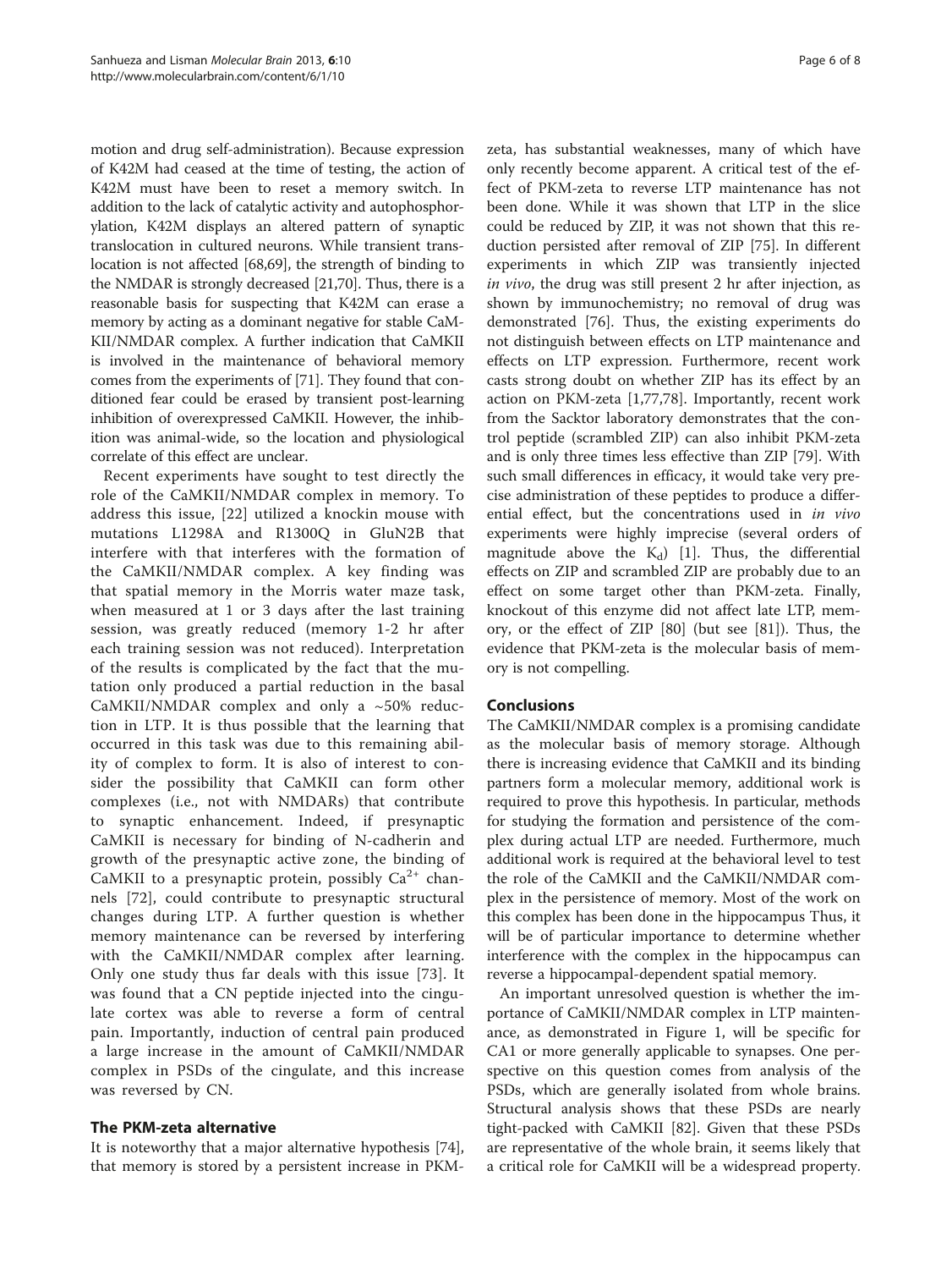motion and drug self-administration). Because expression of K42M had ceased at the time of testing, the action of K42M must have been to reset a memory switch. In addition to the lack of catalytic activity and autophosphorylation, K42M displays an altered pattern of synaptic translocation in cultured neurons. While transient translocation is not affected [68,69], the strength of binding to the NMDAR is strongly decreased [21,70]. Thus, there is a reasonable basis for suspecting that K42M can erase a memory by acting as a dominant negative for stable CaMKII/NMDAR complex. A further indication that CaMKII is involved in the maintenance of behavioral memory comes from the experiments of [71]. They found that conditioned fear could be erased by transient post-learning inhibition of overexpressed CaMKII. However, the inhibition was animal-wide, so the location and physiological correlate of this effect are unclear.

Recent experiments have sought to test directly the role of the CaMKII/NMDAR complex in memory. To address this issue, [22] utilized a knockin mouse with mutations L1298A and R1300Q in GluN2B that interfere with that interferes with the formation of the CaMKII/NMDAR complex. A key finding was that spatial memory in the Morris water maze task, when measured at 1 or 3 days after the last training session, was greatly reduced (memory 1-2 hr after each training session was not reduced). Interpretation of the results is complicated by the fact that the mutation only produced a partial reduction in the basal CaMKII/NMDAR complex and only a ~50% reduction in LTP. It is thus possible that the learning that occurred in this task was due to this remaining ability of complex to form. It is also of interest to consider the possibility that CaMKII can form other complexes (i.e., not with NMDARs) that contribute to synaptic enhancement. Indeed, if presynaptic CaMKII is necessary for binding of N-cadherin and growth of the presynaptic active zone, the binding of CaMKII to a presynaptic protein, possibly $Ca^{2+}$ channels [72], could contribute to presynaptic structural changes during LTP. A further question is whether memory maintenance can be reversed by interfering with the CaMKII/NMDAR complex after learning. Only one study thus far deals with this issue [73]. It was found that a CN peptide injected into the cingulate cortex was able to reverse a form of central pain. Importantly, induction of central pain produced a large increase in the amount of CaMKII/NMDAR complex in PSDs of the cingulate, and this increase was reversed by CN.

## The PKM-zeta alternative

It is noteworthy that a major alternative hypothesis [74], that memory is stored by a persistent increase in PKM-zeta, has substantial weaknesses, many of which have only recently become apparent. A critical test of the effect of PKM-zeta to reverse LTP maintenance has not been done. While it was shown that LTP in the slice could be reduced by ZIP, it was not shown that this reduction persisted after removal of ZIP [75]. In different experiments in which ZIP was transiently injected *in vivo*, the drug was still present 2 hr after injection, as shown by immunochemistry; no removal of drug was demonstrated [76]. Thus, the existing experiments do not distinguish between effects on LTP maintenance and effects on LTP expression. Furthermore, recent work casts strong doubt on whether ZIP has its effect by an action on PKM-zeta [1,77,78]. Importantly, recent work from the Sacktor laboratory demonstrates that the control peptide (scrambled ZIP) can also inhibit PKM-zeta and is only three times less effective than ZIP [79]. With such small differences in efficacy, it would take very precise administration of these peptides to produce a differential effect, but the concentrations used in *in vivo* experiments were highly imprecise (several orders of magnitude above the $K_d$) [1]. Thus, the differential effects on ZIP and scrambled ZIP are probably due to an effect on some target other than PKM-zeta. Finally, knockout of this enzyme did not affect late LTP, memory, or the effect of ZIP [80] (but see [81]). Thus, the evidence that PKM-zeta is the molecular basis of memory is not compelling.

## Conclusions

The CaMKII/NMDAR complex is a promising candidate as the molecular basis of memory storage. Although there is increasing evidence that CaMKII and its binding partners form a molecular memory, additional work is required to prove this hypothesis. In particular, methods for studying the formation and persistence of the complex during actual LTP are needed. Furthermore, much additional work is required at the behavioral level to test the role of the CaMKII and the CaMKII/NMDAR complex in the persistence of memory. Most of the work on this complex has been done in the hippocampus Thus, it will be of particular importance to determine whether interference with the complex in the hippocampus can reverse a hippocampal-dependent spatial memory.

An important unresolved question is whether the importance of CaMKII/NMDAR complex in LTP maintenance, as demonstrated in Figure 1, will be specific for CA1 or more generally applicable to synapses. One perspective on this question comes from analysis of the PSDs, which are generally isolated from whole brains. Structural analysis shows that these PSDs are nearly tight-packed with CaMKII [82]. Given that these PSDs are representative of the whole brain, it seems likely that a critical role for CaMKII will be a widespread property.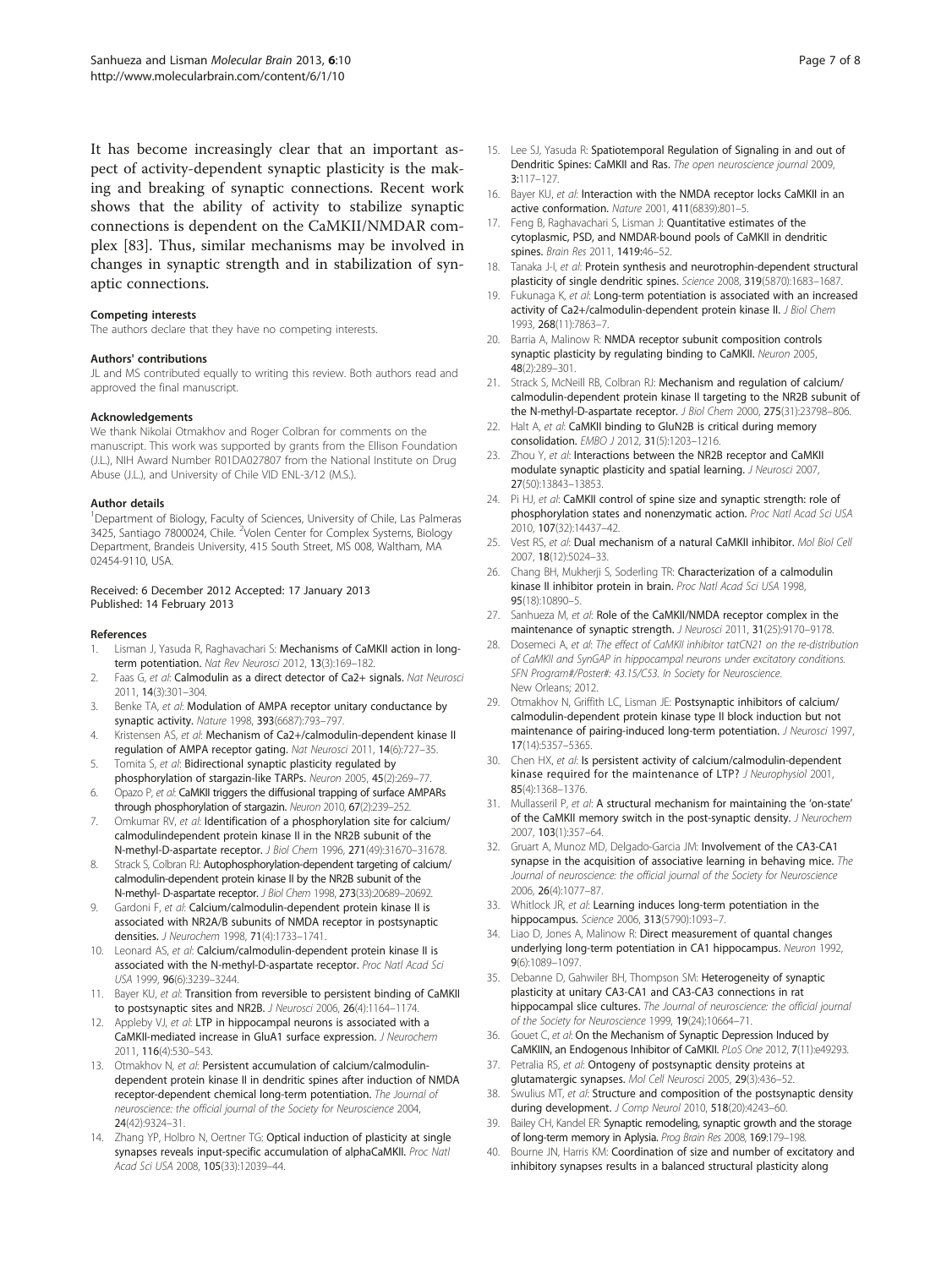It has become increasingly clear that an important aspect of activity-dependent synaptic plasticity is the making and breaking of synaptic connections. Recent work shows that the ability of activity to stabilize synaptic connections is dependent on the CaMKII/NMDAR complex [83]. Thus, similar mechanisms may be involved in changes in synaptic strength and in stabilization of synaptic connections.

#### Competing interests

The authors declare that they have no competing interests.

#### Authors' contributions

JL and MS contributed equally to writing this review. Both authors read and approved the final manuscript.

#### Acknowledgements

We thank Nikolai Otmakhov and Roger Colbran for comments on the manuscript. This work was supported by grants from the Ellison Foundation (J.L.), NIH Award Number R01DA027807 from the National Institute on Drug Abuse (J.L.), and University of Chile VID ENL-3/12 (M.S.).

#### Author details

[1]Department of Biology, Faculty of Sciences, University of Chile, Las Palmeras 3425, Santiago 7800024, Chile. [2]Volen Center for Complex Systems, Biology Department, Brandeis University, 415 South Street, MS 008, Waltham, MA 02454-9110, USA.

Received: 6 December 2012 Accepted: 17 January 2013
Published: 14 February 2013

#### References

1. Lisman J, Yasuda R, Raghavachari S: **Mechanisms of CaMKII action in long-term potentiation.** *Nat Rev Neurosci* 2012, **13**(3):169–182.
2. Faas G, *et al*: **Calmodulin as a direct detector of Ca2+ signals.** *Nat Neurosci* 2011, **14**(3):301–304.
3. Benke TA, *et al*: **Modulation of AMPA receptor unitary conductance by synaptic activity.** *Nature* 1998, **393**(6687):793–797.
4. Kristensen AS, *et al*: **Mechanism of Ca2+/calmodulin-dependent kinase II regulation of AMPA receptor gating.** *Nat Neurosci* 2011, **14**(6):727–35.
5. Tomita S, *et al*: **Bidirectional synaptic plasticity regulated by phosphorylation of stargazin-like TARPs.** *Neuron* 2005, **45**(2):269–77.
6. Opazo P, *et al*: **CaMKII triggers the diffusional trapping of surface AMPARs through phosphorylation of stargazin.** *Neuron* 2010, **67**(2):239–252.
7. Omkumar RV, *et al*: **Identification of a phosphorylation site for calcium/calmodulindependent protein kinase II in the NR2B subunit of the N-methyl-D-aspartate receptor.** *J Biol Chem* 1996, **271**(49):31670–31678.
8. Strack S, Colbran RJ: **Autophosphorylation-dependent targeting of calcium/calmodulin-dependent protein kinase II by the NR2B subunit of the N-methyl- D-aspartate receptor.** *J Biol Chem* 1998, **273**(33):20689–20692.
9. Gardoni F, *et al*: **Calcium/calmodulin-dependent protein kinase II is associated with NR2A/B subunits of NMDA receptor in postsynaptic densities.** *J Neurochem* 1998, **71**(4):1733–1741.
10. Leonard AS, *et al*: **Calcium/calmodulin-dependent protein kinase II is associated with the N-methyl-D-aspartate receptor.** *Proc Natl Acad Sci USA* 1999, **96**(6):3239–3244.
11. Bayer KU, *et al*: **Transition from reversible to persistent binding of CaMKII to postsynaptic sites and NR2B.** *J Neurosci* 2006, **26**(4):1164–1174.
12. Appleby VJ, *et al*: **LTP in hippocampal neurons is associated with a CaMKII-mediated increase in GluA1 surface expression.** *J Neurochem* 2011, **116**(4):530–543.
13. Otmakhov N, *et al*: **Persistent accumulation of calcium/calmodulin-dependent protein kinase II in dendritic spines after induction of NMDA receptor-dependent chemical long-term potentiation.** *The Journal of neuroscience: the official journal of the Society for Neuroscience* 2004, **24**(42):9324–31.
14. Zhang YP, Holbro N, Oertner TG: **Optical induction of plasticity at single synapses reveals input-specific accumulation of alphaCaMKII.** *Proc Natl Acad Sci USA* 2008, **105**(33):12039–44.
15. Lee SJ, Yasuda R: **Spatiotemporal Regulation of Signaling in and out of Dendritic Spines: CaMKII and Ras.** *The open neuroscience journal* 2009, **3**:117–127.
16. Bayer KU, *et al*: **Interaction with the NMDA receptor locks CaMKII in an active conformation.** *Nature* 2001, **411**(6839):801–5.
17. Feng B, Raghavachari S, Lisman J: **Quantitative estimates of the cytoplasmic, PSD, and NMDAR-bound pools of CaMKII in dendritic spines.** *Brain Res* 2011, **1419**:46–52.
18. Tanaka J-I, *et al*: **Protein synthesis and neurotrophin-dependent structural plasticity of single dendritic spines.** *Science* 2008, **319**(5870):1683–1687.
19. Fukunaga K, *et al*: **Long-term potentiation is associated with an increased activity of Ca2+/calmodulin-dependent protein kinase II.** *J Biol Chem* 1993, **268**(11):7863–7.
20. Barria A, Malinow R: **NMDA receptor subunit composition controls synaptic plasticity by regulating binding to CaMKII.** *Neuron* 2005, **48**(2):289–301.
21. Strack S, McNeill RB, Colbran RJ: **Mechanism and regulation of calcium/calmodulin-dependent protein kinase II targeting to the NR2B subunit of the N-methyl-D-aspartate receptor.** *J Biol Chem* 2000, **275**(31):23798–806.
22. Halt A, *et al*: **CaMKII binding to GluN2B is critical during memory consolidation.** *EMBO J* 2012, **31**(5):1203–1216.
23. Zhou Y, *et al*: **Interactions between the NR2B receptor and CaMKII modulate synaptic plasticity and spatial learning.** *J Neurosci* 2007, **27**(50):13843–13853.
24. Pi HJ, *et al*: **CaMKII control of spine size and synaptic strength: role of phosphorylation states and nonenzymatic action.** *Proc Natl Acad Sci USA* 2010, **107**(32):14437–42.
25. Vest RS, *et al*: **Dual mechanism of a natural CaMKII inhibitor.** *Mol Biol Cell* 2007, **18**(12):5024–33.
26. Chang BH, Mukherji S, Soderling TR: **Characterization of a calmodulin kinase II inhibitor protein in brain.** *Proc Natl Acad Sci USA* 1998, **95**(18):10890–5.
27. Sanhueza M, *et al*: **Role of the CaMKII/NMDA receptor complex in the maintenance of synaptic strength.** *J Neurosci* 2011, **31**(25):9170–9178.
28. Dosemeci A, *et al*: *The effect of CaMKII inhibitor tatCN21 on the re-distribution of CaMKII and SynGAP in hippocampal neurons under excitatory conditions. SFN Program#/Poster#: 43.15/C53. In Society for Neuroscience.* New Orleans; 2012.
29. Otmakhov N, Griffith LC, Lisman JE: **Postsynaptic inhibitors of calcium/calmodulin-dependent protein kinase type II block induction but not maintenance of pairing-induced long-term potentiation.** *J Neurosci* 1997, **17**(14):5357–5365.
30. Chen HX, *et al*: **Is persistent activity of calcium/calmodulin-dependent kinase required for the maintenance of LTP?** *J Neurophysiol* 2001, **85**(4):1368–1376.
31. Mullasseril P, *et al*: **A structural mechanism for maintaining the 'on-state' of the CaMKII memory switch in the post-synaptic density.** *J Neurochem* 2007, **103**(1):357–64.
32. Gruart A, Munoz MD, Delgado-Garcia JM: **Involvement of the CA3-CA1 synapse in the acquisition of associative learning in behaving mice.** *The Journal of neuroscience: the official journal of the Society for Neuroscience* 2006, **26**(4):1077–87.
33. Whitlock JR, *et al*: **Learning induces long-term potentiation in the hippocampus.** *Science* 2006, **313**(5790):1093–7.
34. Liao D, Jones A, Malinow R: **Direct measurement of quantal changes underlying long-term potentiation in CA1 hippocampus.** *Neuron* 1992, **9**(6):1089–1097.
35. Debanne D, Gahwiler BH, Thompson SM: **Heterogeneity of synaptic plasticity at unitary CA3-CA1 and CA3-CA3 connections in rat hippocampal slice cultures.** *The Journal of neuroscience: the official journal of the Society for Neuroscience* 1999, **19**(24):10664–71.
36. Gouet C, *et al*: **On the Mechanism of Synaptic Depression Induced by CaMKIIN, an Endogenous Inhibitor of CaMKII.** *PLoS One* 2012, **7**(11):e49293.
37. Petralia RS, *et al*: **Ontogeny of postsynaptic density proteins at glutamatergic synapses.** *Mol Cell Neurosci* 2005, **29**(3):436–52.
38. Swulius MT, *et al*: **Structure and composition of the postsynaptic density during development.** *J Comp Neurol* 2010, **518**(20):4243–60.
39. Bailey CH, Kandel ER: **Synaptic remodeling, synaptic growth and the storage of long-term memory in Aplysia.** *Prog Brain Res* 2008, **169**:179–198.
40. Bourne JN, Harris KM: **Coordination of size and number of excitatory and inhibitory synapses results in a balanced structural plasticity along**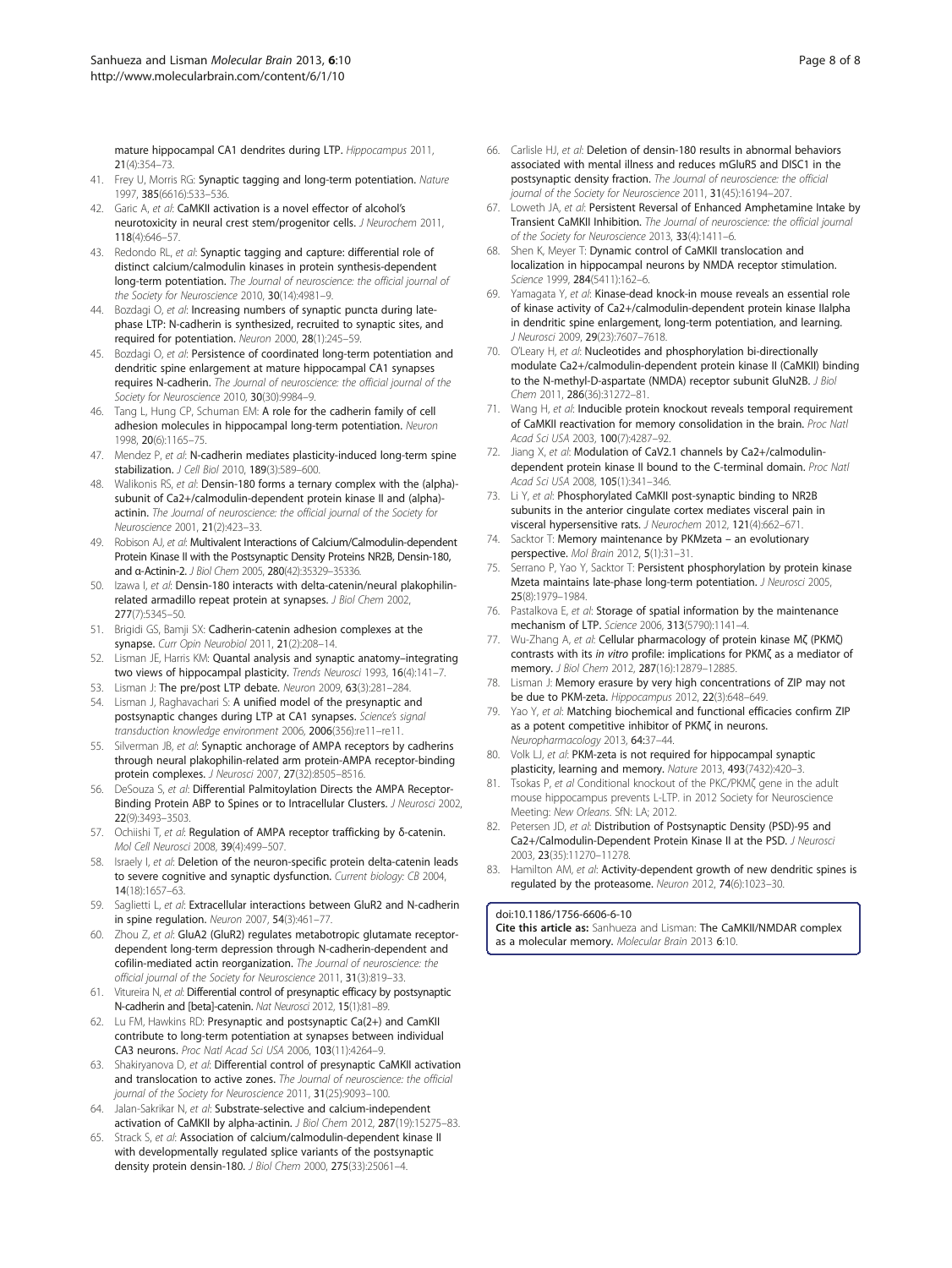mature hippocampal CA1 dendrites during LTP. *Hippocampus* 2011, **21**(4):354–73.

41. Frey U, Morris RG: **Synaptic tagging and long-term potentiation.** *Nature* 1997, **385**(6616):533–536.
42. Garic A, *et al*: **CaMKII activation is a novel effector of alcohol's neurotoxicity in neural crest stem/progenitor cells.** *J Neurochem* 2011, **118**(4):646–57.
43. Redondo RL, *et al*: **Synaptic tagging and capture: differential role of distinct calcium/calmodulin kinases in protein synthesis-dependent long-term potentiation.** *The Journal of neuroscience: the official journal of the Society for Neuroscience* 2010, **30**(14):4981–9.
44. Bozdagi O, *et al*: **Increasing numbers of synaptic puncta during late-phase LTP: N-cadherin is synthesized, recruited to synaptic sites, and required for potentiation.** *Neuron* 2000, **28**(1):245–59.
45. Bozdagi O, *et al*: **Persistence of coordinated long-term potentiation and dendritic spine enlargement at mature hippocampal CA1 synapses requires N-cadherin.** *The Journal of neuroscience: the official journal of the Society for Neuroscience* 2010, **30**(30):9984–9.
46. Tang L, Hung CP, Schuman EM: **A role for the cadherin family of cell adhesion molecules in hippocampal long-term potentiation.** *Neuron* 1998, **20**(6):1165–75.
47. Mendez P, *et al*: **N-cadherin mediates plasticity-induced long-term spine stabilization.** *J Cell Biol* 2010, **189**(3):589–600.
48. Walikonis RS, *et al*: **Densin-180 forms a ternary complex with the (alpha)-subunit of Ca2+/calmodulin-dependent protein kinase II and (alpha)-actinin.** *The Journal of neuroscience: the official journal of the Society for Neuroscience* 2001, **21**(2):423–33.
49. Robison AJ, *et al*: **Multivalent Interactions of Calcium/Calmodulin-dependent Protein Kinase II with the Postsynaptic Density Proteins NR2B, Densin-180, and α-Actinin-2.** *J Biol Chem* 2005, **280**(42):35329–35336.
50. Izawa I, *et al*: **Densin-180 interacts with delta-catenin/neural plakophilin-related armadillo repeat protein at synapses.** *J Biol Chem* 2002, **277**(7):5345–50.
51. Brigidi GS, Bamji SX: **Cadherin-catenin adhesion complexes at the synapse.** *Curr Opin Neurobiol* 2011, **21**(2):208–14.
52. Lisman JE, Harris KM: **Quantal analysis and synaptic anatomy–integrating two views of hippocampal plasticity.** *Trends Neurosci* 1993, **16**(4):141–7.
53. Lisman J: **The pre/post LTP debate.** *Neuron* 2009, **63**(3):281–284.
54. Lisman J, Raghavachari S: **A unified model of the presynaptic and postsynaptic changes during LTP at CA1 synapses.** *Science's signal transduction knowledge environment* 2006, **2006**(356):re11–re11.
55. Silverman JB, *et al*: **Synaptic anchorage of AMPA receptors by cadherins through neural plakophilin-related arm protein-AMPA receptor-binding protein complexes.** *J Neurosci* 2007, **27**(32):8505–8516.
56. DeSouza S, *et al*: **Differential Palmitoylation Directs the AMPA Receptor-Binding Protein ABP to Spines or to Intracellular Clusters.** *J Neurosci* 2002, **22**(9):3493–3503.
57. Ochiishi T, *et al*: **Regulation of AMPA receptor trafficking by δ-catenin.** *Mol Cell Neurosci* 2008, **39**(4):499–507.
58. Israely I, *et al*: **Deletion of the neuron-specific protein delta-catenin leads to severe cognitive and synaptic dysfunction.** *Current biology: CB* 2004, **14**(18):1657–63.
59. Saglietti L, *et al*: **Extracellular interactions between GluR2 and N-cadherin in spine regulation.** *Neuron* 2007, **54**(3):461–77.
60. Zhou Z, *et al*: **GluA2 (GluR2) regulates metabotropic glutamate receptor-dependent long-term depression through N-cadherin-dependent and cofilin-mediated actin reorganization.** *The Journal of neuroscience: the official journal of the Society for Neuroscience* 2011, **31**(3):819–33.
61. Vitureira N, *et al*: **Differential control of presynaptic efficacy by postsynaptic N-cadherin and [beta]-catenin.** *Nat Neurosci* 2012, **15**(1):81–89.
62. Lu FM, Hawkins RD: **Presynaptic and postsynaptic Ca(2+) and CamKII contribute to long-term potentiation at synapses between individual CA3 neurons.** *Proc Natl Acad Sci USA* 2006, **103**(11):4264–9.
63. Shakiryanova D, *et al*: **Differential control of presynaptic CaMKII activation and translocation to active zones.** *The Journal of neuroscience: the official journal of the Society for Neuroscience* 2011, **31**(25):9093–100.
64. Jalan-Sakrikar N, *et al*: **Substrate-selective and calcium-independent activation of CaMKII by alpha-actinin.** *J Biol Chem* 2012, **287**(19):15275–83.
65. Strack S, *et al*: **Association of calcium/calmodulin-dependent kinase II with developmentally regulated splice variants of the postsynaptic density protein densin-180.** *J Biol Chem* 2000, **275**(33):25061–4.
66. Carlisle HJ, *et al*: **Deletion of densin-180 results in abnormal behaviors associated with mental illness and reduces mGluR5 and DISC1 in the postsynaptic density fraction.** *The Journal of neuroscience: the official journal of the Society for Neuroscience* 2011, **31**(45):16194–207.
67. Loweth JA, *et al*: **Persistent Reversal of Enhanced Amphetamine Intake by Transient CaMKII Inhibition.** *The Journal of neuroscience: the official journal of the Society for Neuroscience* 2013, **33**(4):1411–6.
68. Shen K, Meyer T: **Dynamic control of CaMKII translocation and localization in hippocampal neurons by NMDA receptor stimulation.** *Science* 1999, **284**(5411):162–6.
69. Yamagata Y, *et al*: **Kinase-dead knock-in mouse reveals an essential role of kinase activity of Ca2+/calmodulin-dependent protein kinase IIalpha in dendritic spine enlargement, long-term potentiation, and learning.** *J Neurosci* 2009, **29**(23):7607–7618.
70. O'Leary H, *et al*: **Nucleotides and phosphorylation bi-directionally modulate Ca2+/calmodulin-dependent protein kinase II (CaMKII) binding to the N-methyl-D-aspartate (NMDA) receptor subunit GluN2B.** *J Biol Chem* 2011, **286**(36):31272–81.
71. Wang H, *et al*: **Inducible protein knockout reveals temporal requirement of CaMKII reactivation for memory consolidation in the brain.** *Proc Natl Acad Sci USA* 2003, **100**(7):4287–92.
72. Jiang X, *et al*: **Modulation of CaV2.1 channels by Ca2+/calmodulin-dependent protein kinase II bound to the C-terminal domain.** *Proc Natl Acad Sci USA* 2008, **105**(1):341–346.
73. Li Y, *et al*: **Phosphorylated CaMKII post-synaptic binding to NR2B subunits in the anterior cingulate cortex mediates visceral pain in visceral hypersensitive rats.** *J Neurochem* 2012, **121**(4):662–671.
74. Sacktor T: **Memory maintenance by PKMzeta – an evolutionary perspective.** *Mol Brain* 2012, **5**(1):31–31.
75. Serrano P, Yao Y, Sacktor T: **Persistent phosphorylation by protein kinase Mzeta maintains late-phase long-term potentiation.** *J Neurosci* 2005, **25**(8):1979–1984.
76. Pastalkova E, *et al*: **Storage of spatial information by the maintenance mechanism of LTP.** *Science* 2006, **313**(5790):1141–4.
77. Wu-Zhang A, *et al*: **Cellular pharmacology of protein kinase Mζ (PKMζ) contrasts with its *in vitro* profile: implications for PKMζ as a mediator of memory.** *J Biol Chem* 2012, **287**(16):12879–12885.
78. Lisman J: **Memory erasure by very high concentrations of ZIP may not be due to PKM-zeta.** *Hippocampus* 2012, **22**(3):648–649.
79. Yao Y, *et al*: **Matching biochemical and functional efficacies confirm ZIP as a potent competitive inhibitor of PKMζ in neurons.** *Neuropharmacology* 2013, **64**:37–44.
80. Volk LJ, *et al*: **PKM-zeta is not required for hippocampal synaptic plasticity, learning and memory.** *Nature* 2013, **493**(7432):420–3.
81. Tsokas P, *et al* Conditional knockout of the PKC/PKMζ gene in the adult mouse hippocampus prevents L-LTP. in 2012 Society for Neuroscience Meeting: *New Orleans*. SfN: LA; 2012.
82. Petersen JD, *et al*: **Distribution of Postsynaptic Density (PSD)-95 and Ca2+/Calmodulin-Dependent Protein Kinase II at the PSD.** *J Neurosci* 2003, **23**(35):11270–11278.
83. Hamilton AM, *et al*: **Activity-dependent growth of new dendritic spines is regulated by the proteasome.** *Neuron* 2012, **74**(6):1023–30.

doi:10.1186/1756-6606-6-10

**Cite this article as:** Sanhueza and Lisman: **The CaMKII/NMDAR complex as a molecular memory.** *Molecular Brain* 2013 **6**:10.